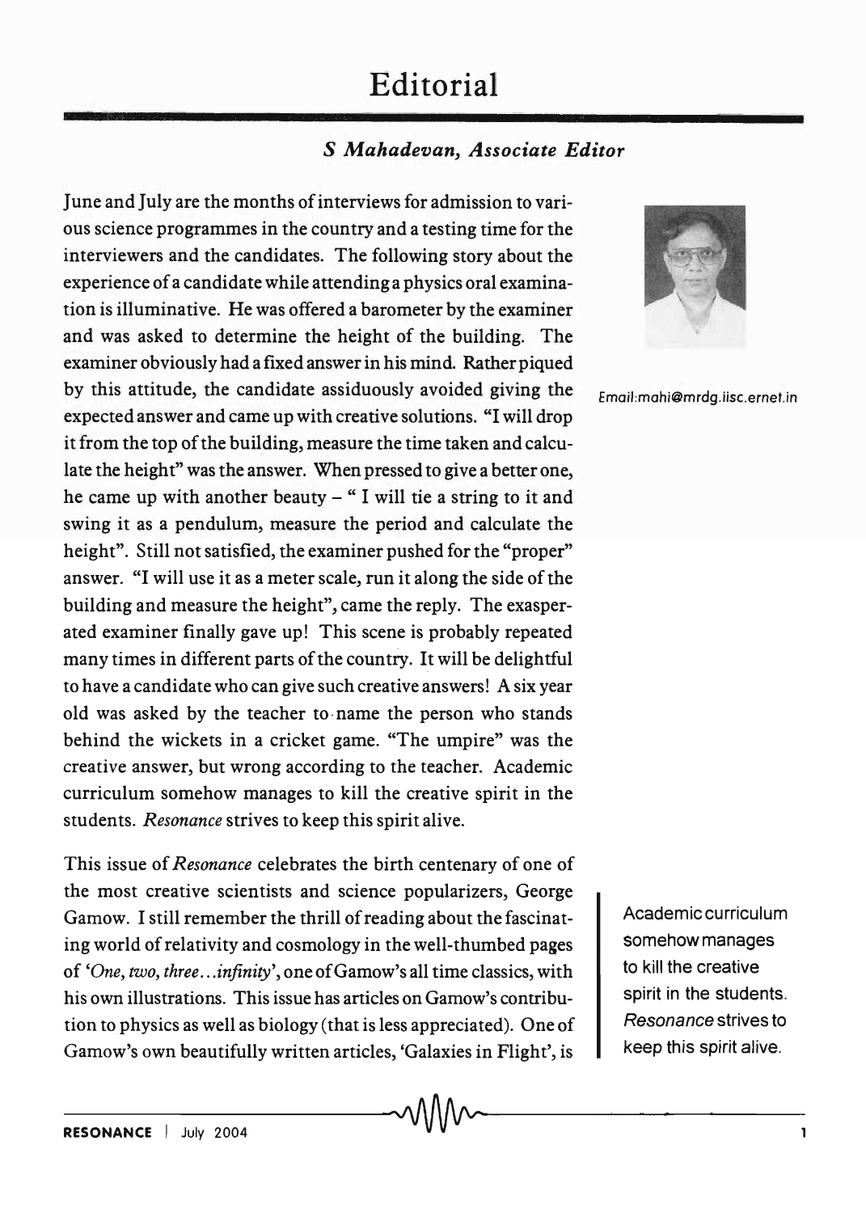# Editorial

***S Mahadevan, Associate Editor***

Email:mahi@mrdg.iisc.ernet.in

June and July are the months of interviews for admission to various science programmes in the country and a testing time for the interviewers and the candidates. The following story about the experience of a candidate while attending a physics oral examination is illuminative. He was offered a barometer by the examiner and was asked to determine the height of the building. The examiner obviously had a fixed answer in his mind. Rather piqued by this attitude, the candidate assiduously avoided giving the expected answer and came up with creative solutions. "I will drop it from the top of the building, measure the time taken and calculate the height" was the answer. When pressed to give a better one, he came up with another beauty – " I will tie a string to it and swing it as a pendulum, measure the period and calculate the height". Still not satisfied, the examiner pushed for the "proper" answer. "I will use it as a meter scale, run it along the side of the building and measure the height", came the reply. The exasperated examiner finally gave up! This scene is probably repeated many times in different parts of the country. It will be delightful to have a candidate who can give such creative answers! A six year old was asked by the teacher to name the person who stands behind the wickets in a cricket game. "The umpire" was the creative answer, but wrong according to the teacher. Academic curriculum somehow manages to kill the creative spirit in the students. *Resonance* strives to keep this spirit alive.

This issue of *Resonance* celebrates the birth centenary of one of the most creative scientists and science popularizers, George Gamow. I still remember the thrill of reading about the fascinating world of relativity and cosmology in the well-thumbed pages of *'One, two, three...infinity'*, one of Gamow's all time classics, with his own illustrations. This issue has articles on Gamow's contribution to physics as well as biology (that is less appreciated). One of Gamow's own beautifully written articles, 'Galaxies in Flight', is

> Academic curriculum somehow manages to kill the creative spirit in the students. *Resonance* strives to keep this spirit alive.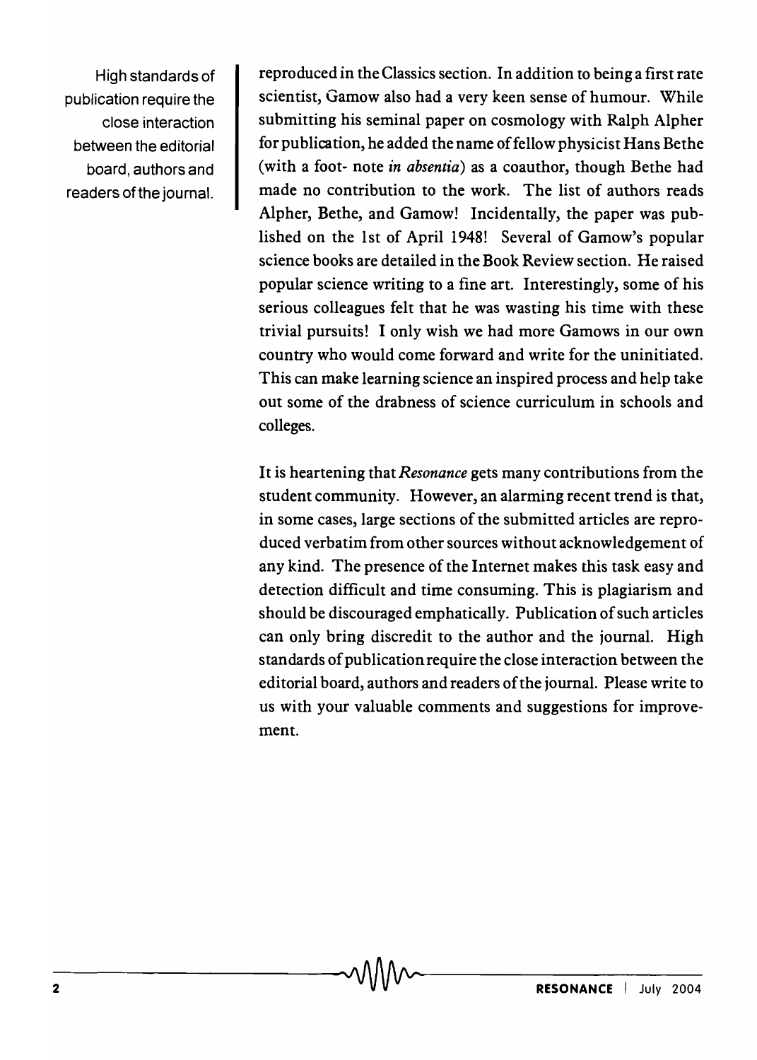High standards of publication require the close interaction between the editorial board, authors and readers of the journal.

reproduced in the Classics section. In addition to being a first rate scientist, Gamow also had a very keen sense of humour. While submitting his seminal paper on cosmology with Ralph Alpher for publication, he added the name of fellow physicist Hans Bethe (with a foot- note *in absentia*) as a coauthor, though Bethe had made no contribution to the work. The list of authors reads Alpher, Bethe, and Gamow! Incidentally, the paper was published on the 1st of April 1948! Several of Gamow's popular science books are detailed in the Book Review section. He raised popular science writing to a fine art. Interestingly, some of his serious colleagues felt that he was wasting his time with these trivial pursuits! I only wish we had more Gamows in our own country who would come forward and write for the uninitiated. This can make learning science an inspired process and help take out some of the drabness of science curriculum in schools and colleges.

It is heartening that *Resonance* gets many contributions from the student community. However, an alarming recent trend is that, in some cases, large sections of the submitted articles are reproduced verbatim from other sources without acknowledgement of any kind. The presence of the Internet makes this task easy and detection difficult and time consuming. This is plagiarism and should be discouraged emphatically. Publication of such articles can only bring discredit to the author and the journal. High standards of publication require the close interaction between the editorial board, authors and readers of the journal. Please write to us with your valuable comments and suggestions for improvement.